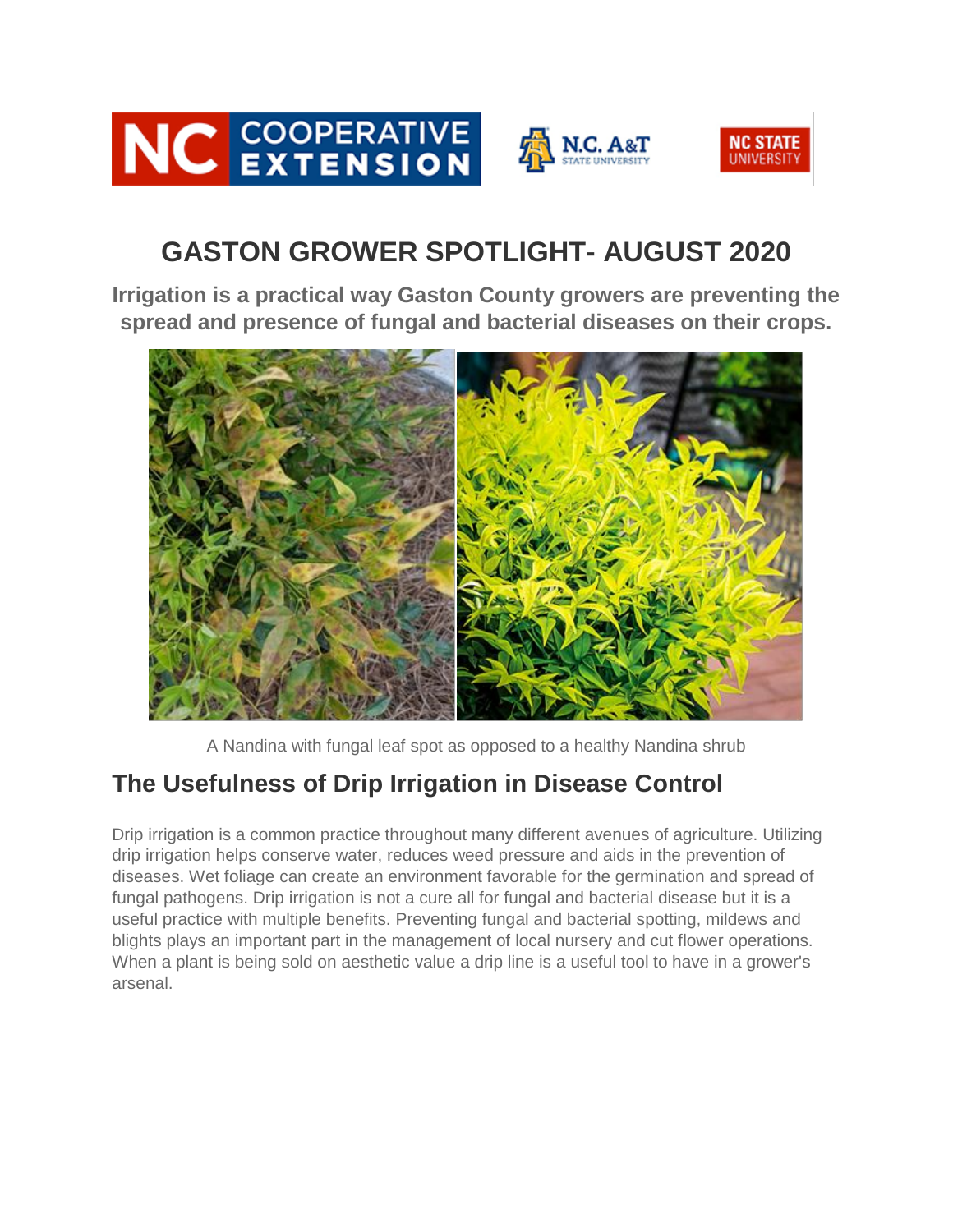# GASTON GROWER SPOTLIGHT- AUGUST 2020

**Irrigation is a practical way Gaston County growers are preventing the spread and presence of fungal and bacterial diseases on their crops.**

A Nandina with fungal leaf spot as opposed to a healthy Nandina shrub

## The Usefulness of Drip Irrigation in Disease Control

Drip irrigation is a common practice throughout many different avenues of agriculture. Utilizing drip irrigation helps conserve water, reduces weed pressure and aids in the prevention of diseases. Wet foliage can create an environment favorable for the germination and spread of fungal pathogens. Drip irrigation is not a cure all for fungal and bacterial disease but it is a useful practice with multiple benefits. Preventing fungal and bacterial spotting, mildews and blights plays an important part in the management of local nursery and cut flower operations. When a plant is being sold on aesthetic value a drip line is a useful tool to have in a grower's arsenal.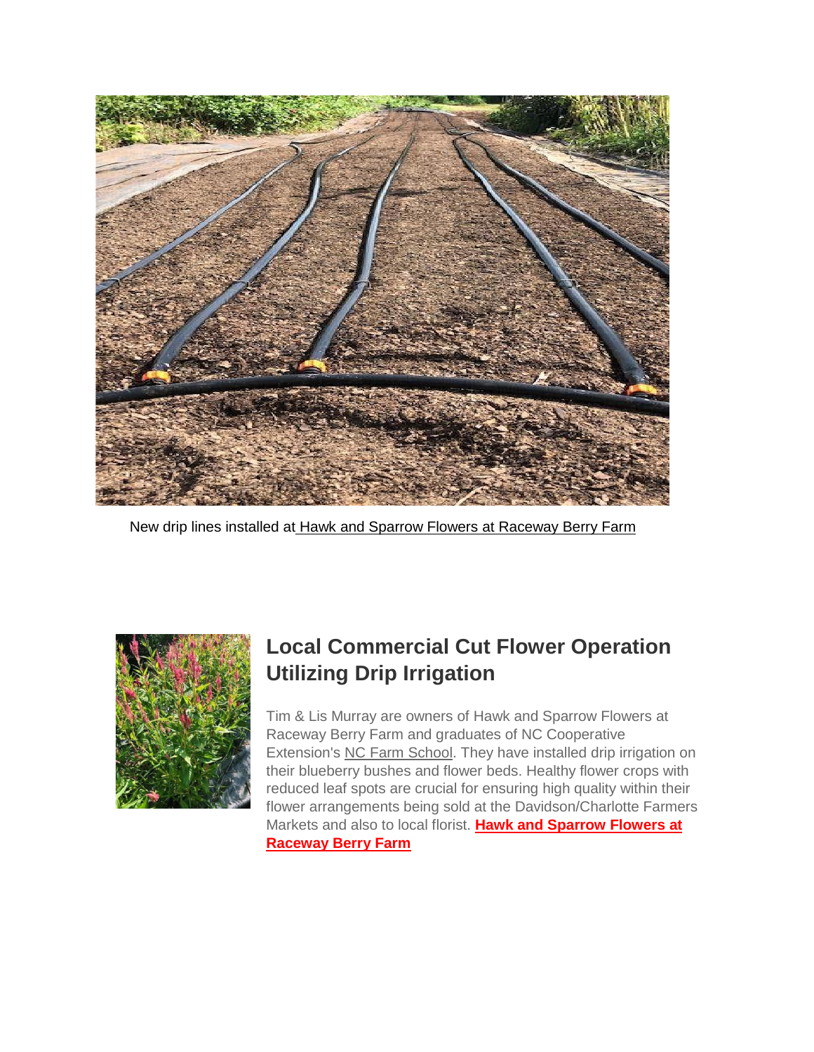New drip lines installed at Hawk and Sparrow Flowers at Raceway Berry Farm

## Local Commercial Cut Flower Operation Utilizing Drip Irrigation

Tim & Lis Murray are owners of Hawk and Sparrow Flowers at Raceway Berry Farm and graduates of NC Cooperative Extension's NC Farm School. They have installed drip irrigation on their blueberry bushes and flower beds. Healthy flower crops with reduced leaf spots are crucial for ensuring high quality within their flower arrangements being sold at the Davidson/Charlotte Farmers Markets and also to local florist. **Hawk and Sparrow Flowers at Raceway Berry Farm**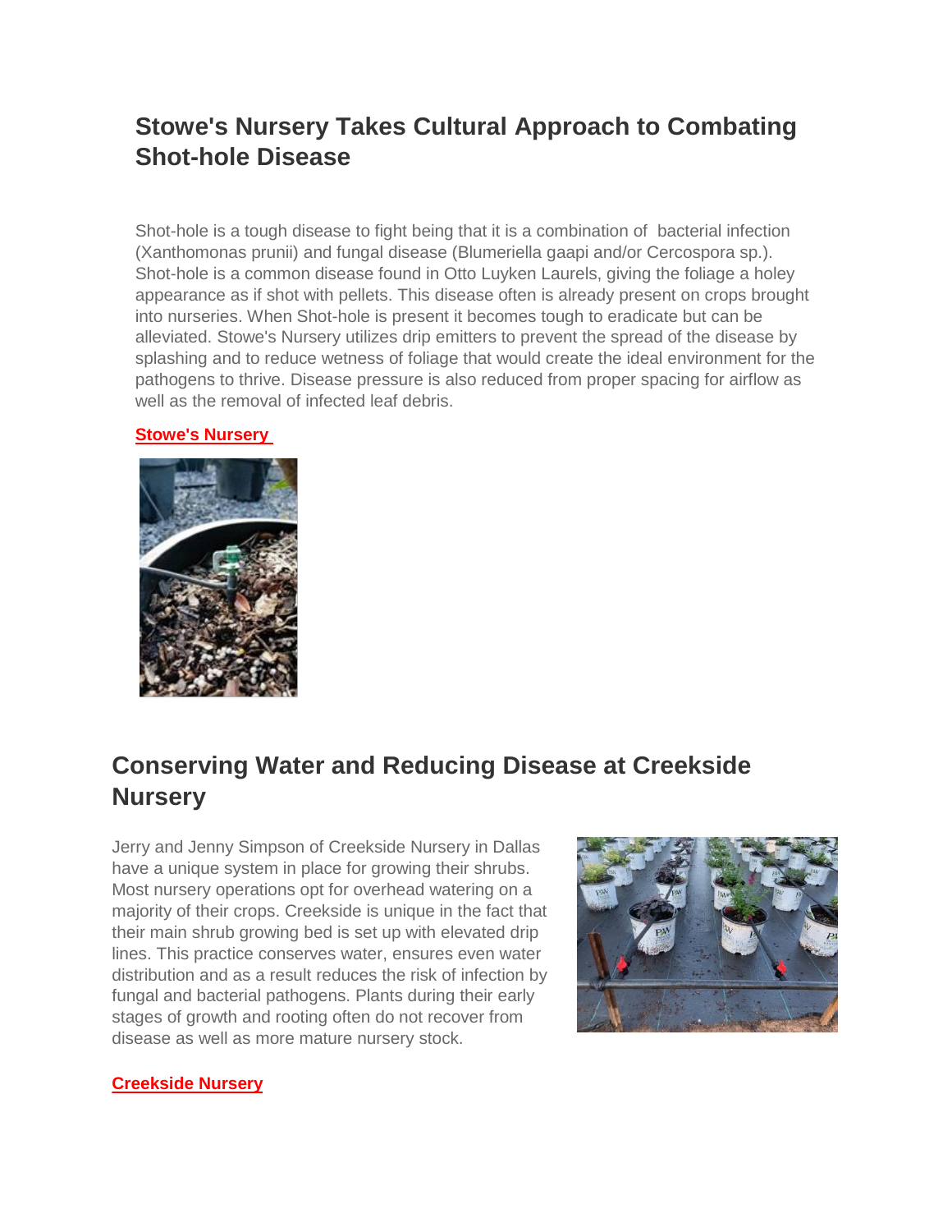## Stowe's Nursery Takes Cultural Approach to Combating Shot-hole Disease

Shot-hole is a tough disease to fight being that it is a combination of bacterial infection (Xanthomonas prunii) and fungal disease (Blumeriella gaapi and/or Cercospora sp.). Shot-hole is a common disease found in Otto Luyken Laurels, giving the foliage a holey appearance as if shot with pellets. This disease often is already present on crops brought into nurseries. When Shot-hole is present it becomes tough to eradicate but can be alleviated. Stowe's Nursery utilizes drip emitters to prevent the spread of the disease by splashing and to reduce wetness of foliage that would create the ideal environment for the pathogens to thrive. Disease pressure is also reduced from proper spacing for airflow as well as the removal of infected leaf debris.

**Stowe's Nursery**

## Conserving Water and Reducing Disease at Creekside Nursery

Jerry and Jenny Simpson of Creekside Nursery in Dallas have a unique system in place for growing their shrubs. Most nursery operations opt for overhead watering on a majority of their crops. Creekside is unique in the fact that their main shrub growing bed is set up with elevated drip lines. This practice conserves water, ensures even water distribution and as a result reduces the risk of infection by fungal and bacterial pathogens. Plants during their early stages of growth and rooting often do not recover from disease as well as more mature nursery stock.

**Creekside Nursery**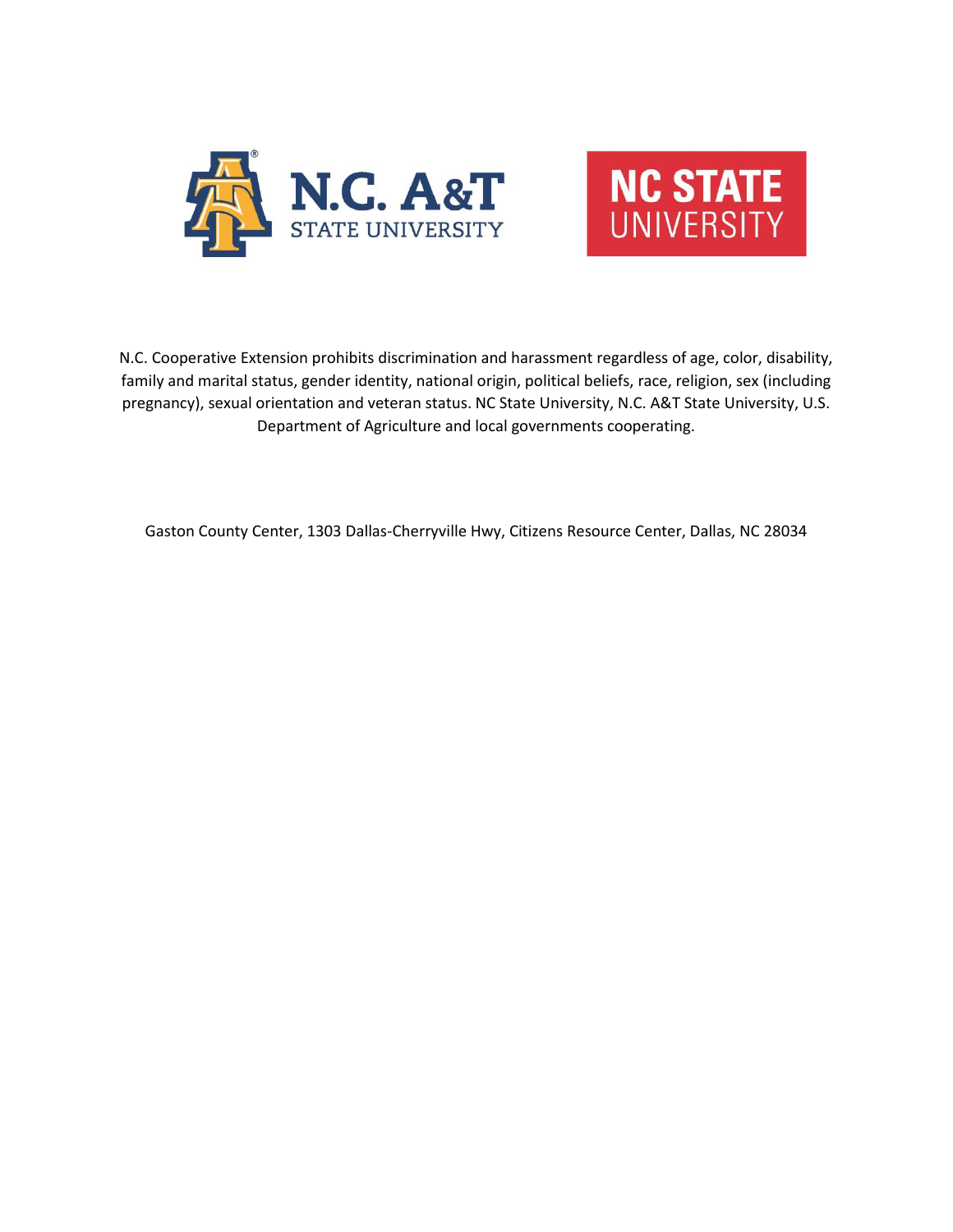N.C. A&T STATE UNIVERSITY

NC STATE UNIVERSITY

N.C. Cooperative Extension prohibits discrimination and harassment regardless of age, color, disability, family and marital status, gender identity, national origin, political beliefs, race, religion, sex (including pregnancy), sexual orientation and veteran status. NC State University, N.C. A&T State University, U.S. Department of Agriculture and local governments cooperating.

Gaston County Center, 1303 Dallas-Cherryville Hwy, Citizens Resource Center, Dallas, NC 28034